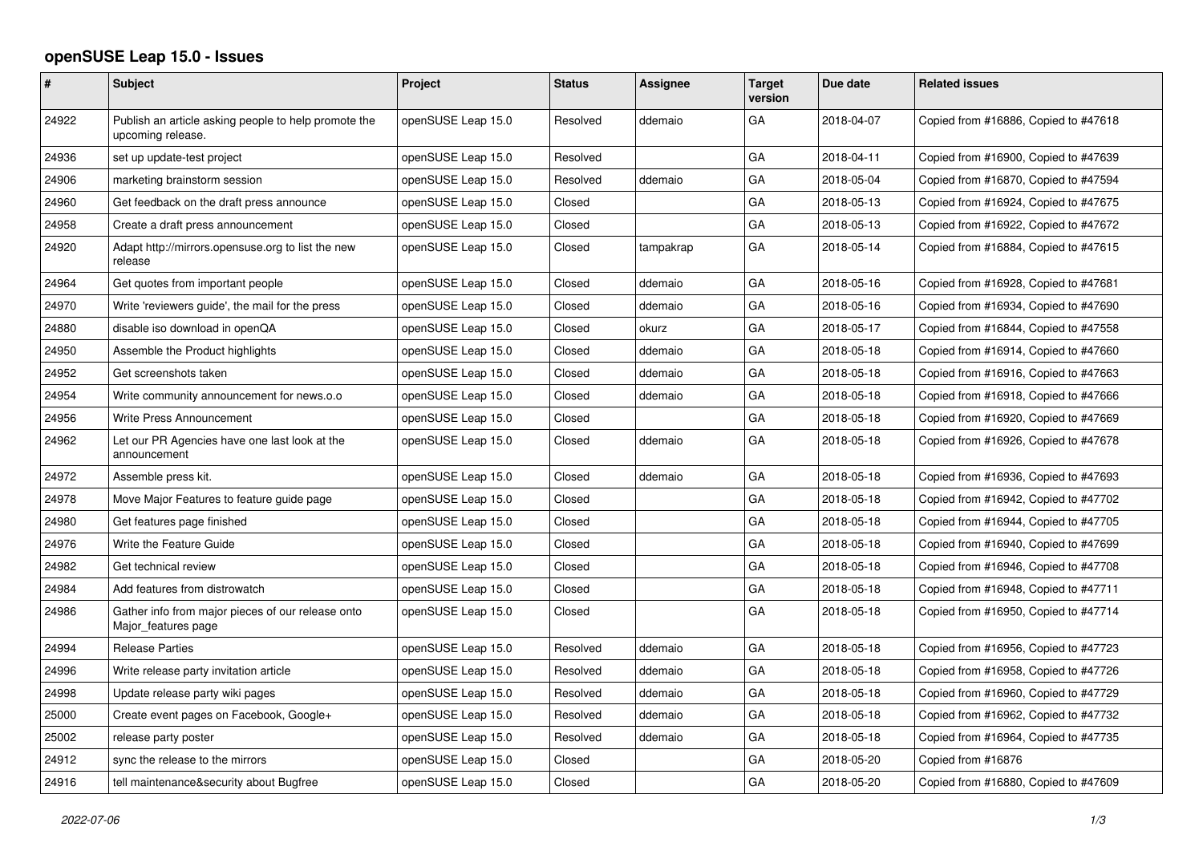# openSUSE Leap 15.0 - Issues

| # | Subject | Project | Status | Assignee | Target version | Due date | Related issues |
|---|---|---|---|---|---|---|---|
| 24922 | Publish an article asking people to help promote the upcoming release. | openSUSE Leap 15.0 | Resolved | ddemaio | GA | 2018-04-07 | Copied from #16886, Copied to #47618 |
| 24936 | set up update-test project | openSUSE Leap 15.0 | Resolved | | GA | 2018-04-11 | Copied from #16900, Copied to #47639 |
| 24906 | marketing brainstorm session | openSUSE Leap 15.0 | Resolved | ddemaio | GA | 2018-05-04 | Copied from #16870, Copied to #47594 |
| 24960 | Get feedback on the draft press announce | openSUSE Leap 15.0 | Closed | | GA | 2018-05-13 | Copied from #16924, Copied to #47675 |
| 24958 | Create a draft press announcement | openSUSE Leap 15.0 | Closed | | GA | 2018-05-13 | Copied from #16922, Copied to #47672 |
| 24920 | Adapt http://mirrors.opensuse.org to list the new release | openSUSE Leap 15.0 | Closed | tampakrap | GA | 2018-05-14 | Copied from #16884, Copied to #47615 |
| 24964 | Get quotes from important people | openSUSE Leap 15.0 | Closed | ddemaio | GA | 2018-05-16 | Copied from #16928, Copied to #47681 |
| 24970 | Write 'reviewers guide', the mail for the press | openSUSE Leap 15.0 | Closed | ddemaio | GA | 2018-05-16 | Copied from #16934, Copied to #47690 |
| 24880 | disable iso download in openQA | openSUSE Leap 15.0 | Closed | okurz | GA | 2018-05-17 | Copied from #16844, Copied to #47558 |
| 24950 | Assemble the Product highlights | openSUSE Leap 15.0 | Closed | ddemaio | GA | 2018-05-18 | Copied from #16914, Copied to #47660 |
| 24952 | Get screenshots taken | openSUSE Leap 15.0 | Closed | ddemaio | GA | 2018-05-18 | Copied from #16916, Copied to #47663 |
| 24954 | Write community announcement for news.o.o | openSUSE Leap 15.0 | Closed | ddemaio | GA | 2018-05-18 | Copied from #16918, Copied to #47666 |
| 24956 | Write Press Announcement | openSUSE Leap 15.0 | Closed | | GA | 2018-05-18 | Copied from #16920, Copied to #47669 |
| 24962 | Let our PR Agencies have one last look at the announcement | openSUSE Leap 15.0 | Closed | ddemaio | GA | 2018-05-18 | Copied from #16926, Copied to #47678 |
| 24972 | Assemble press kit. | openSUSE Leap 15.0 | Closed | ddemaio | GA | 2018-05-18 | Copied from #16936, Copied to #47693 |
| 24978 | Move Major Features to feature guide page | openSUSE Leap 15.0 | Closed | | GA | 2018-05-18 | Copied from #16942, Copied to #47702 |
| 24980 | Get features page finished | openSUSE Leap 15.0 | Closed | | GA | 2018-05-18 | Copied from #16944, Copied to #47705 |
| 24976 | Write the Feature Guide | openSUSE Leap 15.0 | Closed | | GA | 2018-05-18 | Copied from #16940, Copied to #47699 |
| 24982 | Get technical review | openSUSE Leap 15.0 | Closed | | GA | 2018-05-18 | Copied from #16946, Copied to #47708 |
| 24984 | Add features from distrowatch | openSUSE Leap 15.0 | Closed | | GA | 2018-05-18 | Copied from #16948, Copied to #47711 |
| 24986 | Gather info from major pieces of our release onto Major_features page | openSUSE Leap 15.0 | Closed | | GA | 2018-05-18 | Copied from #16950, Copied to #47714 |
| 24994 | Release Parties | openSUSE Leap 15.0 | Resolved | ddemaio | GA | 2018-05-18 | Copied from #16956, Copied to #47723 |
| 24996 | Write release party invitation article | openSUSE Leap 15.0 | Resolved | ddemaio | GA | 2018-05-18 | Copied from #16958, Copied to #47726 |
| 24998 | Update release party wiki pages | openSUSE Leap 15.0 | Resolved | ddemaio | GA | 2018-05-18 | Copied from #16960, Copied to #47729 |
| 25000 | Create event pages on Facebook, Google+ | openSUSE Leap 15.0 | Resolved | ddemaio | GA | 2018-05-18 | Copied from #16962, Copied to #47732 |
| 25002 | release party poster | openSUSE Leap 15.0 | Resolved | ddemaio | GA | 2018-05-18 | Copied from #16964, Copied to #47735 |
| 24912 | sync the release to the mirrors | openSUSE Leap 15.0 | Closed | | GA | 2018-05-20 | Copied from #16876 |
| 24916 | tell maintenance&security about Bugfree | openSUSE Leap 15.0 | Closed | | GA | 2018-05-20 | Copied from #16880, Copied to #47609 |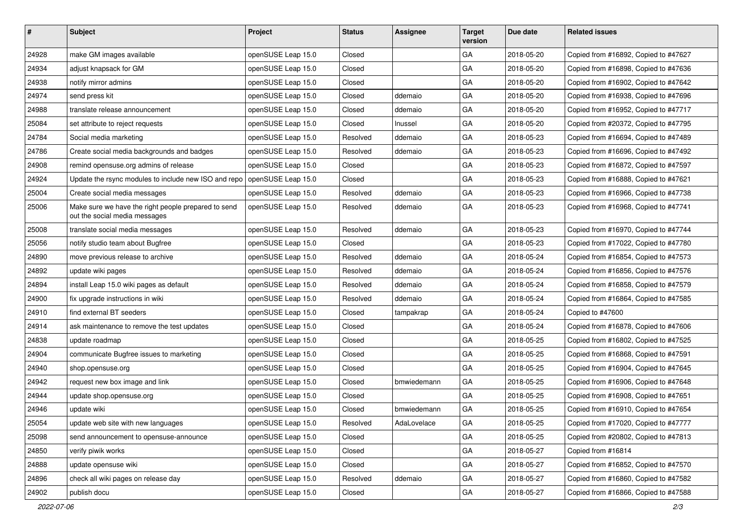| # | Subject | Project | Status | Assignee | Target version | Due date | Related issues |
|---|---|---|---|---|---|---|---|
| 24928 | make GM images available | openSUSE Leap 15.0 | Closed | | GA | 2018-05-20 | Copied from #16892, Copied to #47627 |
| 24934 | adjust knapsack for GM | openSUSE Leap 15.0 | Closed | | GA | 2018-05-20 | Copied from #16898, Copied to #47636 |
| 24938 | notify mirror admins | openSUSE Leap 15.0 | Closed | | GA | 2018-05-20 | Copied from #16902, Copied to #47642 |
| 24974 | send press kit | openSUSE Leap 15.0 | Closed | ddemaio | GA | 2018-05-20 | Copied from #16938, Copied to #47696 |
| 24988 | translate release announcement | openSUSE Leap 15.0 | Closed | ddemaio | GA | 2018-05-20 | Copied from #16952, Copied to #47717 |
| 25084 | set attribute to reject requests | openSUSE Leap 15.0 | Closed | lnussel | GA | 2018-05-20 | Copied from #20372, Copied to #47795 |
| 24784 | Social media marketing | openSUSE Leap 15.0 | Resolved | ddemaio | GA | 2018-05-23 | Copied from #16694, Copied to #47489 |
| 24786 | Create social media backgrounds and badges | openSUSE Leap 15.0 | Resolved | ddemaio | GA | 2018-05-23 | Copied from #16696, Copied to #47492 |
| 24908 | remind opensuse.org admins of release | openSUSE Leap 15.0 | Closed | | GA | 2018-05-23 | Copied from #16872, Copied to #47597 |
| 24924 | Update the rsync modules to include new ISO and repo | openSUSE Leap 15.0 | Closed | | GA | 2018-05-23 | Copied from #16888, Copied to #47621 |
| 25004 | Create social media messages | openSUSE Leap 15.0 | Resolved | ddemaio | GA | 2018-05-23 | Copied from #16966, Copied to #47738 |
| 25006 | Make sure we have the right people prepared to send out the social media messages | openSUSE Leap 15.0 | Resolved | ddemaio | GA | 2018-05-23 | Copied from #16968, Copied to #47741 |
| 25008 | translate social media messages | openSUSE Leap 15.0 | Resolved | ddemaio | GA | 2018-05-23 | Copied from #16970, Copied to #47744 |
| 25056 | notify studio team about Bugfree | openSUSE Leap 15.0 | Closed | | GA | 2018-05-23 | Copied from #17022, Copied to #47780 |
| 24890 | move previous release to archive | openSUSE Leap 15.0 | Resolved | ddemaio | GA | 2018-05-24 | Copied from #16854, Copied to #47573 |
| 24892 | update wiki pages | openSUSE Leap 15.0 | Resolved | ddemaio | GA | 2018-05-24 | Copied from #16856, Copied to #47576 |
| 24894 | install Leap 15.0 wiki pages as default | openSUSE Leap 15.0 | Resolved | ddemaio | GA | 2018-05-24 | Copied from #16858, Copied to #47579 |
| 24900 | fix upgrade instructions in wiki | openSUSE Leap 15.0 | Resolved | ddemaio | GA | 2018-05-24 | Copied from #16864, Copied to #47585 |
| 24910 | find external BT seeders | openSUSE Leap 15.0 | Closed | tampakrap | GA | 2018-05-24 | Copied to #47600 |
| 24914 | ask maintenance to remove the test updates | openSUSE Leap 15.0 | Closed | | GA | 2018-05-24 | Copied from #16878, Copied to #47606 |
| 24838 | update roadmap | openSUSE Leap 15.0 | Closed | | GA | 2018-05-25 | Copied from #16802, Copied to #47525 |
| 24904 | communicate Bugfree issues to marketing | openSUSE Leap 15.0 | Closed | | GA | 2018-05-25 | Copied from #16868, Copied to #47591 |
| 24940 | shop.opensuse.org | openSUSE Leap 15.0 | Closed | | GA | 2018-05-25 | Copied from #16904, Copied to #47645 |
| 24942 | request new box image and link | openSUSE Leap 15.0 | Closed | bmwiedemann | GA | 2018-05-25 | Copied from #16906, Copied to #47648 |
| 24944 | update shop.opensuse.org | openSUSE Leap 15.0 | Closed | | GA | 2018-05-25 | Copied from #16908, Copied to #47651 |
| 24946 | update wiki | openSUSE Leap 15.0 | Closed | bmwiedemann | GA | 2018-05-25 | Copied from #16910, Copied to #47654 |
| 25054 | update web site with new languages | openSUSE Leap 15.0 | Resolved | AdaLovelace | GA | 2018-05-25 | Copied from #17020, Copied to #47777 |
| 25098 | send announcement to opensuse-announce | openSUSE Leap 15.0 | Closed | | GA | 2018-05-25 | Copied from #20802, Copied to #47813 |
| 24850 | verify piwik works | openSUSE Leap 15.0 | Closed | | GA | 2018-05-27 | Copied from #16814 |
| 24888 | update opensuse wiki | openSUSE Leap 15.0 | Closed | | GA | 2018-05-27 | Copied from #16852, Copied to #47570 |
| 24896 | check all wiki pages on release day | openSUSE Leap 15.0 | Resolved | ddemaio | GA | 2018-05-27 | Copied from #16860, Copied to #47582 |
| 24902 | publish docu | openSUSE Leap 15.0 | Closed | | GA | 2018-05-27 | Copied from #16866, Copied to #47588 |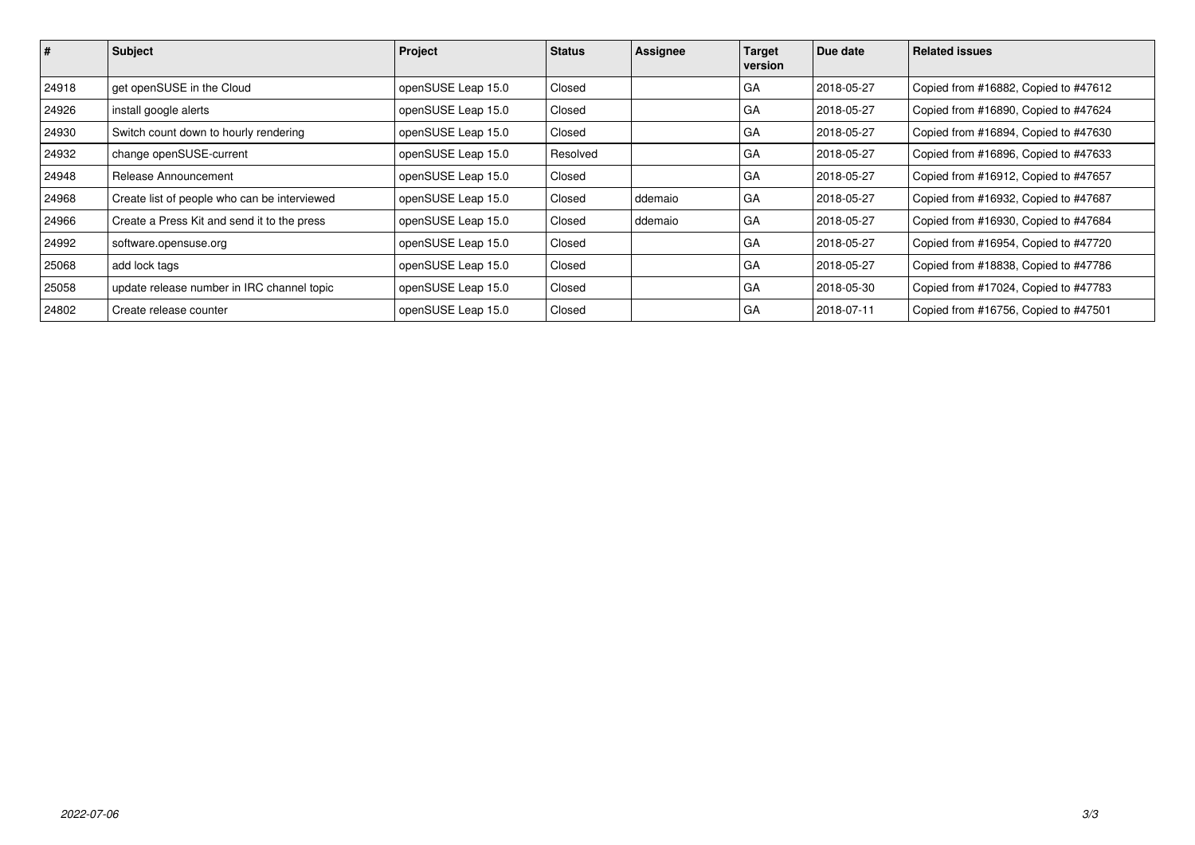| # | Subject | Project | Status | Assignee | Target version | Due date | Related issues |
|---|---|---|---|---|---|---|---|
| 24918 | get openSUSE in the Cloud | openSUSE Leap 15.0 | Closed | | GA | 2018-05-27 | Copied from #16882, Copied to #47612 |
| 24926 | install google alerts | openSUSE Leap 15.0 | Closed | | GA | 2018-05-27 | Copied from #16890, Copied to #47624 |
| 24930 | Switch count down to hourly rendering | openSUSE Leap 15.0 | Closed | | GA | 2018-05-27 | Copied from #16894, Copied to #47630 |
| 24932 | change openSUSE-current | openSUSE Leap 15.0 | Resolved | | GA | 2018-05-27 | Copied from #16896, Copied to #47633 |
| 24948 | Release Announcement | openSUSE Leap 15.0 | Closed | | GA | 2018-05-27 | Copied from #16912, Copied to #47657 |
| 24968 | Create list of people who can be interviewed | openSUSE Leap 15.0 | Closed | ddemaio | GA | 2018-05-27 | Copied from #16932, Copied to #47687 |
| 24966 | Create a Press Kit and send it to the press | openSUSE Leap 15.0 | Closed | ddemaio | GA | 2018-05-27 | Copied from #16930, Copied to #47684 |
| 24992 | software.opensuse.org | openSUSE Leap 15.0 | Closed | | GA | 2018-05-27 | Copied from #16954, Copied to #47720 |
| 25068 | add lock tags | openSUSE Leap 15.0 | Closed | | GA | 2018-05-27 | Copied from #18838, Copied to #47786 |
| 25058 | update release number in IRC channel topic | openSUSE Leap 15.0 | Closed | | GA | 2018-05-30 | Copied from #17024, Copied to #47783 |
| 24802 | Create release counter | openSUSE Leap 15.0 | Closed | | GA | 2018-07-11 | Copied from #16756, Copied to #47501 |